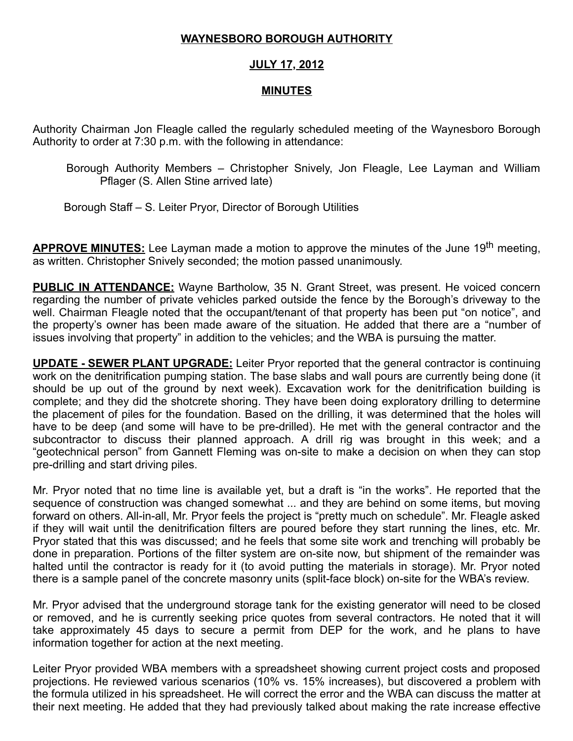**WAYNESBORO BOROUGH AUTHORITY**

**JULY 17, 2012**

**MINUTES**

Authority Chairman Jon Fleagle called the regularly scheduled meeting of the Waynesboro Borough Authority to order at 7:30 p.m. with the following in attendance:

Borough Authority Members – Christopher Snively, Jon Fleagle, Lee Layman and William Pflager (S. Allen Stine arrived late)

Borough Staff – S. Leiter Pryor, Director of Borough Utilities

**APPROVE MINUTES:** Lee Layman made a motion to approve the minutes of the June 19th meeting, as written. Christopher Snively seconded; the motion passed unanimously.

**PUBLIC IN ATTENDANCE:** Wayne Bartholow, 35 N. Grant Street, was present. He voiced concern regarding the number of private vehicles parked outside the fence by the Borough's driveway to the well. Chairman Fleagle noted that the occupant/tenant of that property has been put "on notice", and the property's owner has been made aware of the situation. He added that there are a "number of issues involving that property" in addition to the vehicles; and the WBA is pursuing the matter.

**UPDATE - SEWER PLANT UPGRADE:** Leiter Pryor reported that the general contractor is continuing work on the denitrification pumping station. The base slabs and wall pours are currently being done (it should be up out of the ground by next week). Excavation work for the denitrification building is complete; and they did the shotcrete shoring. They have been doing exploratory drilling to determine the placement of piles for the foundation. Based on the drilling, it was determined that the holes will have to be deep (and some will have to be pre-drilled). He met with the general contractor and the subcontractor to discuss their planned approach. A drill rig was brought in this week; and a "geotechnical person" from Gannett Fleming was on-site to make a decision on when they can stop pre-drilling and start driving piles.

Mr. Pryor noted that no time line is available yet, but a draft is "in the works". He reported that the sequence of construction was changed somewhat ... and they are behind on some items, but moving forward on others. All-in-all, Mr. Pryor feels the project is "pretty much on schedule". Mr. Fleagle asked if they will wait until the denitrification filters are poured before they start running the lines, etc. Mr. Pryor stated that this was discussed; and he feels that some site work and trenching will probably be done in preparation. Portions of the filter system are on-site now, but shipment of the remainder was halted until the contractor is ready for it (to avoid putting the materials in storage). Mr. Pryor noted there is a sample panel of the concrete masonry units (split-face block) on-site for the WBA's review.

Mr. Pryor advised that the underground storage tank for the existing generator will need to be closed or removed, and he is currently seeking price quotes from several contractors. He noted that it will take approximately 45 days to secure a permit from DEP for the work, and he plans to have information together for action at the next meeting.

Leiter Pryor provided WBA members with a spreadsheet showing current project costs and proposed projections. He reviewed various scenarios (10% vs. 15% increases), but discovered a problem with the formula utilized in his spreadsheet. He will correct the error and the WBA can discuss the matter at their next meeting. He added that they had previously talked about making the rate increase effective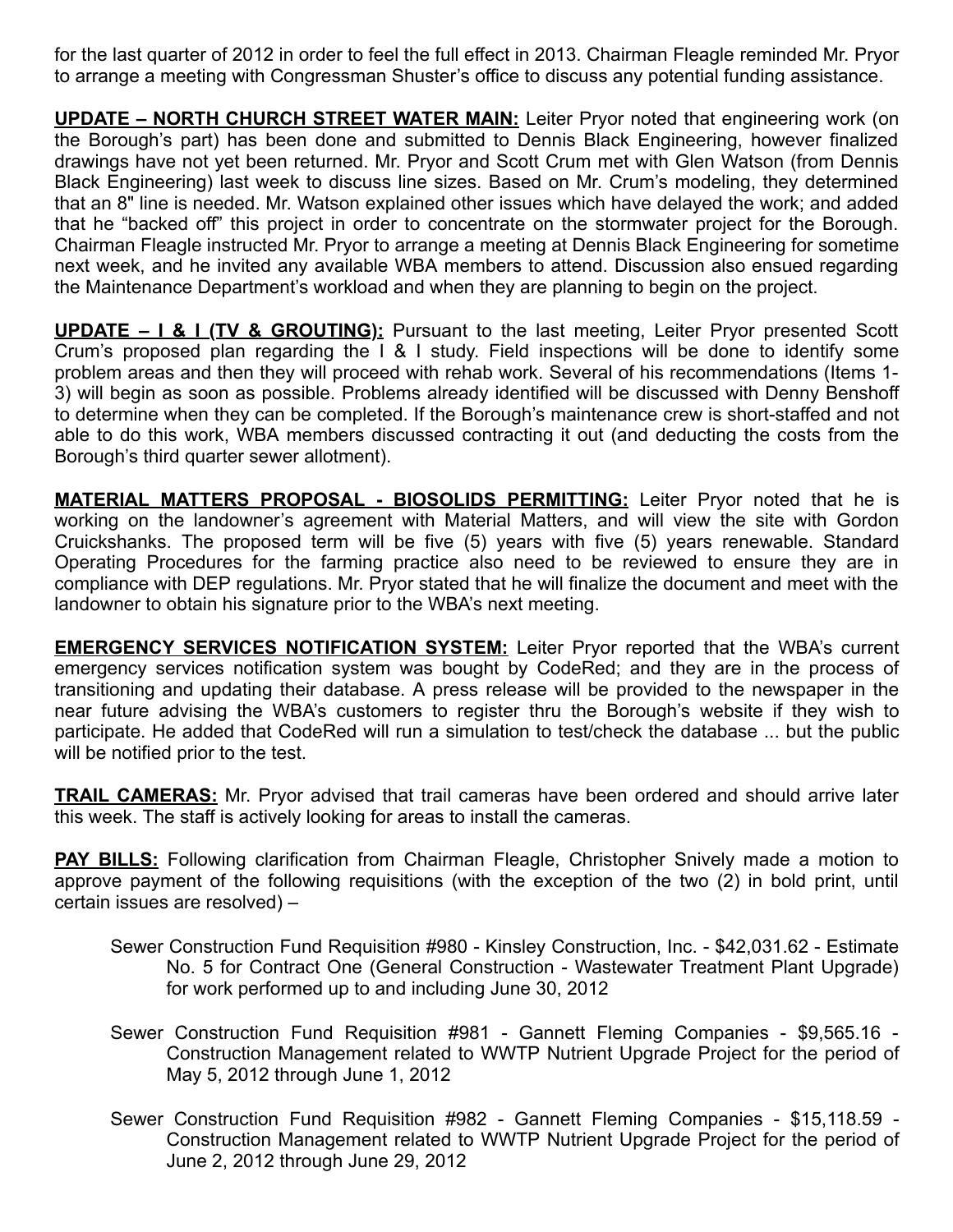for the last quarter of 2012 in order to feel the full effect in 2013. Chairman Fleagle reminded Mr. Pryor to arrange a meeting with Congressman Shuster's office to discuss any potential funding assistance.

**UPDATE – NORTH CHURCH STREET WATER MAIN:** Leiter Pryor noted that engineering work (on the Borough's part) has been done and submitted to Dennis Black Engineering, however finalized drawings have not yet been returned. Mr. Pryor and Scott Crum met with Glen Watson (from Dennis Black Engineering) last week to discuss line sizes. Based on Mr. Crum's modeling, they determined that an 8" line is needed. Mr. Watson explained other issues which have delayed the work; and added that he "backed off" this project in order to concentrate on the stormwater project for the Borough. Chairman Fleagle instructed Mr. Pryor to arrange a meeting at Dennis Black Engineering for sometime next week, and he invited any available WBA members to attend. Discussion also ensued regarding the Maintenance Department's workload and when they are planning to begin on the project.

**UPDATE – I & I (TV & GROUTING):** Pursuant to the last meeting, Leiter Pryor presented Scott Crum's proposed plan regarding the I & I study. Field inspections will be done to identify some problem areas and then they will proceed with rehab work. Several of his recommendations (Items 1-3) will begin as soon as possible. Problems already identified will be discussed with Denny Benshoff to determine when they can be completed. If the Borough's maintenance crew is short-staffed and not able to do this work, WBA members discussed contracting it out (and deducting the costs from the Borough's third quarter sewer allotment).

**MATERIAL MATTERS PROPOSAL - BIOSOLIDS PERMITTING:** Leiter Pryor noted that he is working on the landowner's agreement with Material Matters, and will view the site with Gordon Cruickshanks. The proposed term will be five (5) years with five (5) years renewable. Standard Operating Procedures for the farming practice also need to be reviewed to ensure they are in compliance with DEP regulations. Mr. Pryor stated that he will finalize the document and meet with the landowner to obtain his signature prior to the WBA's next meeting.

**EMERGENCY SERVICES NOTIFICATION SYSTEM:** Leiter Pryor reported that the WBA's current emergency services notification system was bought by CodeRed; and they are in the process of transitioning and updating their database. A press release will be provided to the newspaper in the near future advising the WBA's customers to register thru the Borough's website if they wish to participate. He added that CodeRed will run a simulation to test/check the database ... but the public will be notified prior to the test.

**TRAIL CAMERAS:** Mr. Pryor advised that trail cameras have been ordered and should arrive later this week. The staff is actively looking for areas to install the cameras.

**PAY BILLS:** Following clarification from Chairman Fleagle, Christopher Snively made a motion to approve payment of the following requisitions (with the exception of the two (2) in bold print, until certain issues are resolved) –

Sewer Construction Fund Requisition #980 - Kinsley Construction, Inc. - $42,031.62 - Estimate No. 5 for Contract One (General Construction - Wastewater Treatment Plant Upgrade) for work performed up to and including June 30, 2012

Sewer Construction Fund Requisition #981 - Gannett Fleming Companies - $9,565.16 - Construction Management related to WWTP Nutrient Upgrade Project for the period of May 5, 2012 through June 1, 2012

Sewer Construction Fund Requisition #982 - Gannett Fleming Companies - $15,118.59 - Construction Management related to WWTP Nutrient Upgrade Project for the period of June 2, 2012 through June 29, 2012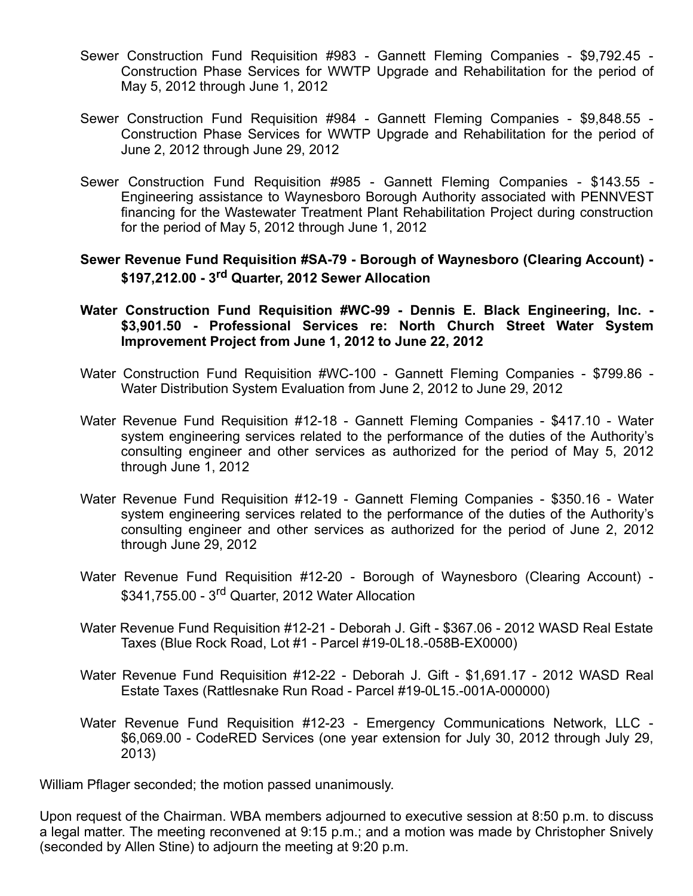Sewer Construction Fund Requisition #983 - Gannett Fleming Companies - $9,792.45 - Construction Phase Services for WWTP Upgrade and Rehabilitation for the period of May 5, 2012 through June 1, 2012

Sewer Construction Fund Requisition #984 - Gannett Fleming Companies - $9,848.55 - Construction Phase Services for WWTP Upgrade and Rehabilitation for the period of June 2, 2012 through June 29, 2012

Sewer Construction Fund Requisition #985 - Gannett Fleming Companies - $143.55 - Engineering assistance to Waynesboro Borough Authority associated with PENNVEST financing for the Wastewater Treatment Plant Rehabilitation Project during construction for the period of May 5, 2012 through June 1, 2012

**Sewer Revenue Fund Requisition #SA-79 - Borough of Waynesboro (Clearing Account) - $197,212.00 - 3rd Quarter, 2012 Sewer Allocation**

**Water Construction Fund Requisition #WC-99 - Dennis E. Black Engineering, Inc. - $3,901.50 - Professional Services re: North Church Street Water System Improvement Project from June 1, 2012 to June 22, 2012**

Water Construction Fund Requisition #WC-100 - Gannett Fleming Companies - $799.86 - Water Distribution System Evaluation from June 2, 2012 to June 29, 2012

Water Revenue Fund Requisition #12-18 - Gannett Fleming Companies - $417.10 - Water system engineering services related to the performance of the duties of the Authority's consulting engineer and other services as authorized for the period of May 5, 2012 through June 1, 2012

Water Revenue Fund Requisition #12-19 - Gannett Fleming Companies - $350.16 - Water system engineering services related to the performance of the duties of the Authority's consulting engineer and other services as authorized for the period of June 2, 2012 through June 29, 2012

Water Revenue Fund Requisition #12-20 - Borough of Waynesboro (Clearing Account) - $341,755.00 - 3rd Quarter, 2012 Water Allocation

Water Revenue Fund Requisition #12-21 - Deborah J. Gift - $367.06 - 2012 WASD Real Estate Taxes (Blue Rock Road, Lot #1 - Parcel #19-0L18.-058B-EX0000)

Water Revenue Fund Requisition #12-22 - Deborah J. Gift - $1,691.17 - 2012 WASD Real Estate Taxes (Rattlesnake Run Road - Parcel #19-0L15.-001A-000000)

Water Revenue Fund Requisition #12-23 - Emergency Communications Network, LLC - $6,069.00 - CodeRED Services (one year extension for July 30, 2012 through July 29, 2013)

William Pflager seconded; the motion passed unanimously.

Upon request of the Chairman. WBA members adjourned to executive session at 8:50 p.m. to discuss a legal matter. The meeting reconvened at 9:15 p.m.; and a motion was made by Christopher Snively (seconded by Allen Stine) to adjourn the meeting at 9:20 p.m.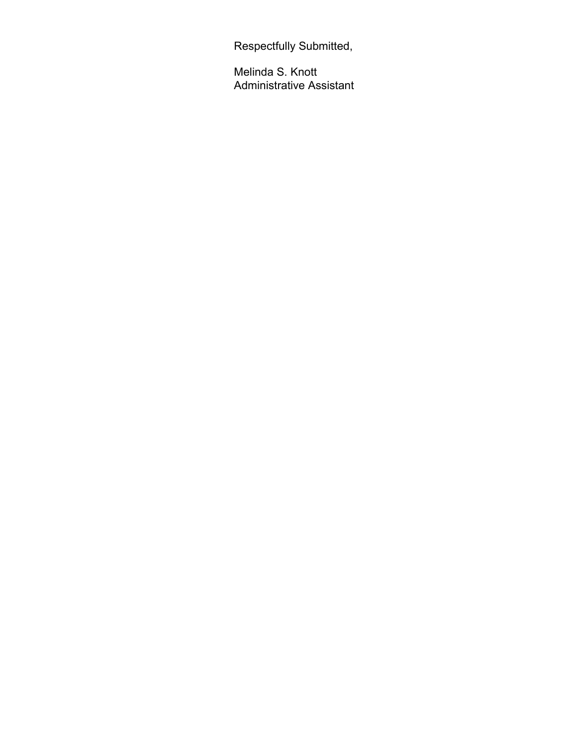Respectfully Submitted,

Melinda S. Knott
Administrative Assistant